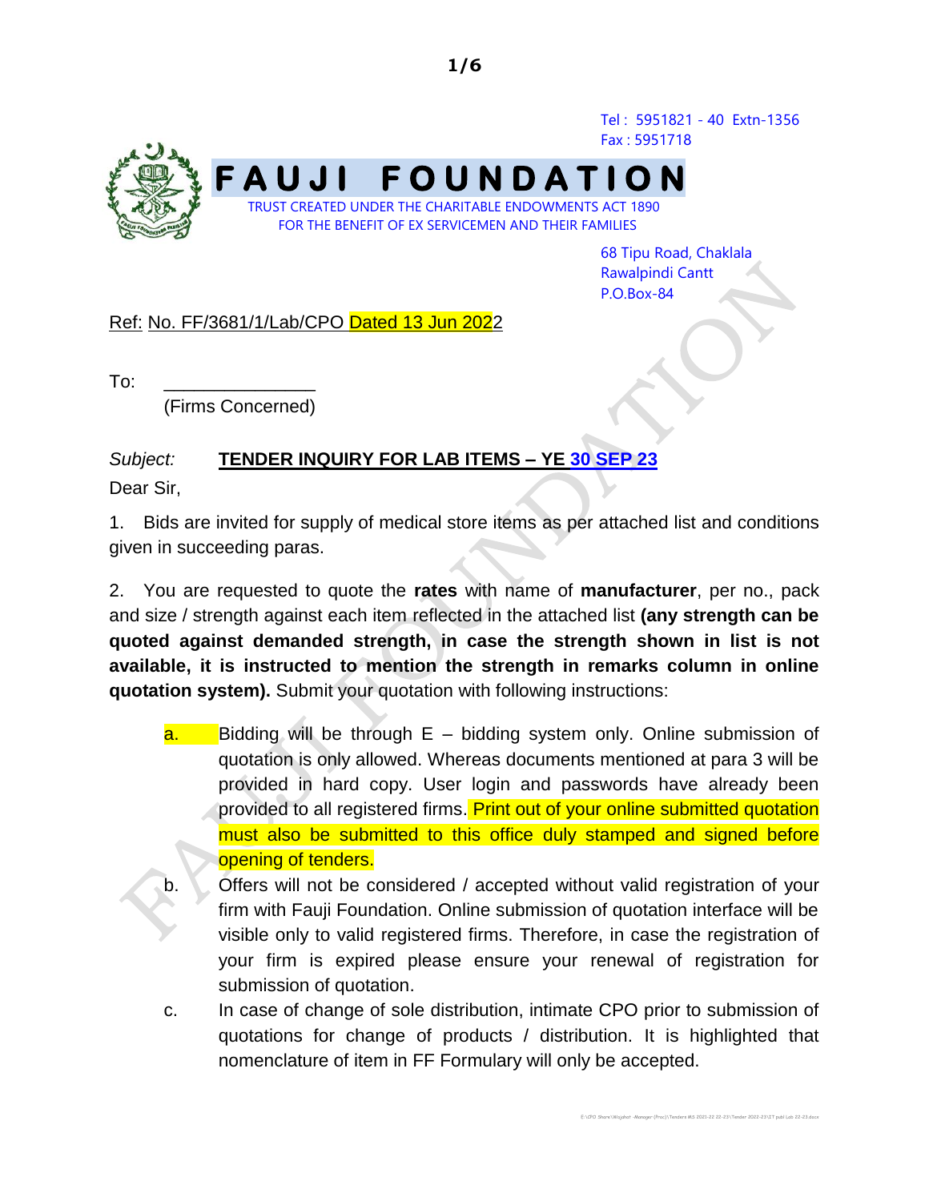Tel : 5951821 - 40 Extn-1356
Fax : 5951718

# FAUJI FOUNDATION

TRUST CREATED UNDER THE CHARITABLE ENDOWMENTS ACT 1890
FOR THE BENEFIT OF EX SERVICEMEN AND THEIR FAMILIES

68 Tipu Road, Chaklala
Rawalpindi Cantt
P.O.Box-84

Ref: No. FF/3681/1/Lab/CPO Dated 13 Jun 2022

To: _______________
(Firms Concerned)

*Subject:* **TENDER INQUIRY FOR LAB ITEMS – YE 30 SEP 23**

Dear Sir,

1. Bids are invited for supply of medical store items as per attached list and conditions given in succeeding paras.

2. You are requested to quote the **rates** with name of **manufacturer**, per no., pack and size / strength against each item reflected in the attached list **(any strength can be quoted against demanded strength, in case the strength shown in list is not available, it is instructed to mention the strength in remarks column in online quotation system).** Submit your quotation with following instructions:

a. Bidding will be through E – bidding system only. Online submission of quotation is only allowed. Whereas documents mentioned at para 3 will be provided in hard copy. User login and passwords have already been provided to all registered firms. Print out of your online submitted quotation must also be submitted to this office duly stamped and signed before opening of tenders.

b. Offers will not be considered / accepted without valid registration of your firm with Fauji Foundation. Online submission of quotation interface will be visible only to valid registered firms. Therefore, in case the registration of your firm is expired please ensure your renewal of registration for submission of quotation.

c. In case of change of sole distribution, intimate CPO prior to submission of quotations for change of products / distribution. It is highlighted that nomenclature of item in FF Formulary will only be accepted.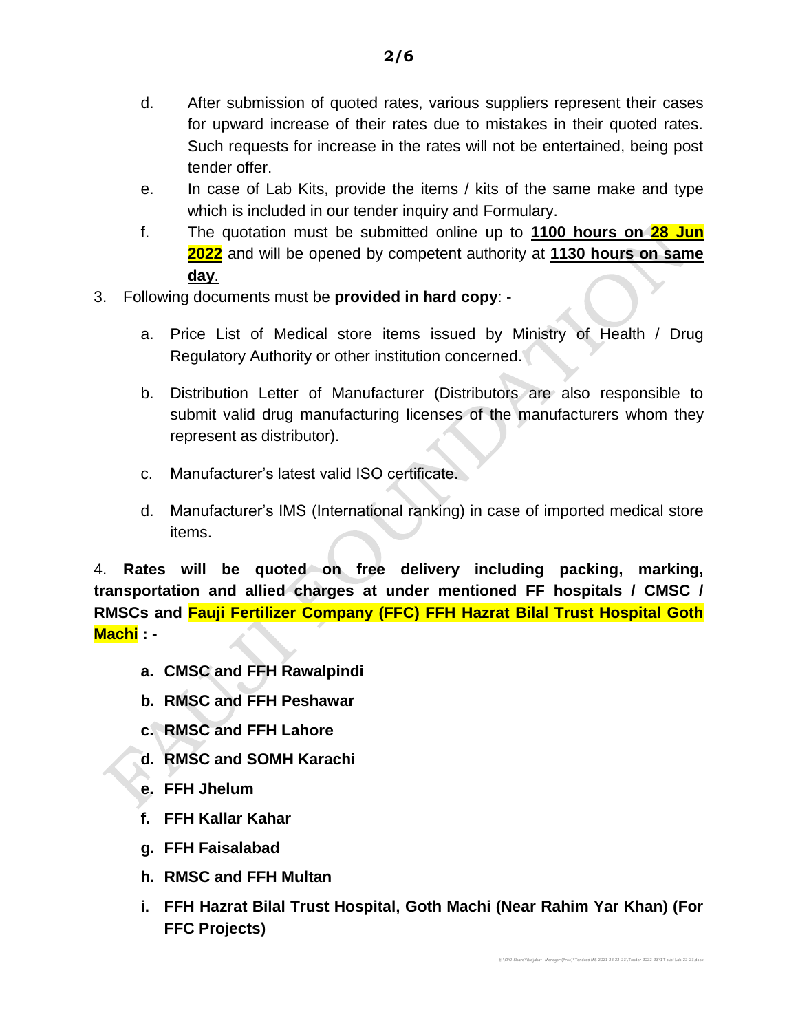d. After submission of quoted rates, various suppliers represent their cases for upward increase of their rates due to mistakes in their quoted rates. Such requests for increase in the rates will not be entertained, being post tender offer.

e. In case of Lab Kits, provide the items / kits of the same make and type which is included in our tender inquiry and Formulary.

f. The quotation must be submitted online up to **1100 hours on 28 Jun 2022** and will be opened by competent authority at **1130 hours on same day**.

3. Following documents must be **provided in hard copy**: -

   a. Price List of Medical store items issued by Ministry of Health / Drug Regulatory Authority or other institution concerned.

   b. Distribution Letter of Manufacturer (Distributors are also responsible to submit valid drug manufacturing licenses of the manufacturers whom they represent as distributor).

   c. Manufacturer's latest valid ISO certificate.

   d. Manufacturer's IMS (International ranking) in case of imported medical store items.

4. **Rates will be quoted on free delivery including packing, marking, transportation and allied charges at under mentioned FF hospitals / CMSC / RMSCs and Fauji Fertilizer Company (FFC) FFH Hazrat Bilal Trust Hospital Goth Machi : -**

   **a. CMSC and FFH Rawalpindi**

   **b. RMSC and FFH Peshawar**

   **c. RMSC and FFH Lahore**

   **d. RMSC and SOMH Karachi**

   **e. FFH Jhelum**

   **f. FFH Kallar Kahar**

   **g. FFH Faisalabad**

   **h. RMSC and FFH Multan**

   **i. FFH Hazrat Bilal Trust Hospital, Goth Machi (Near Rahim Yar Khan) (For FFC Projects)**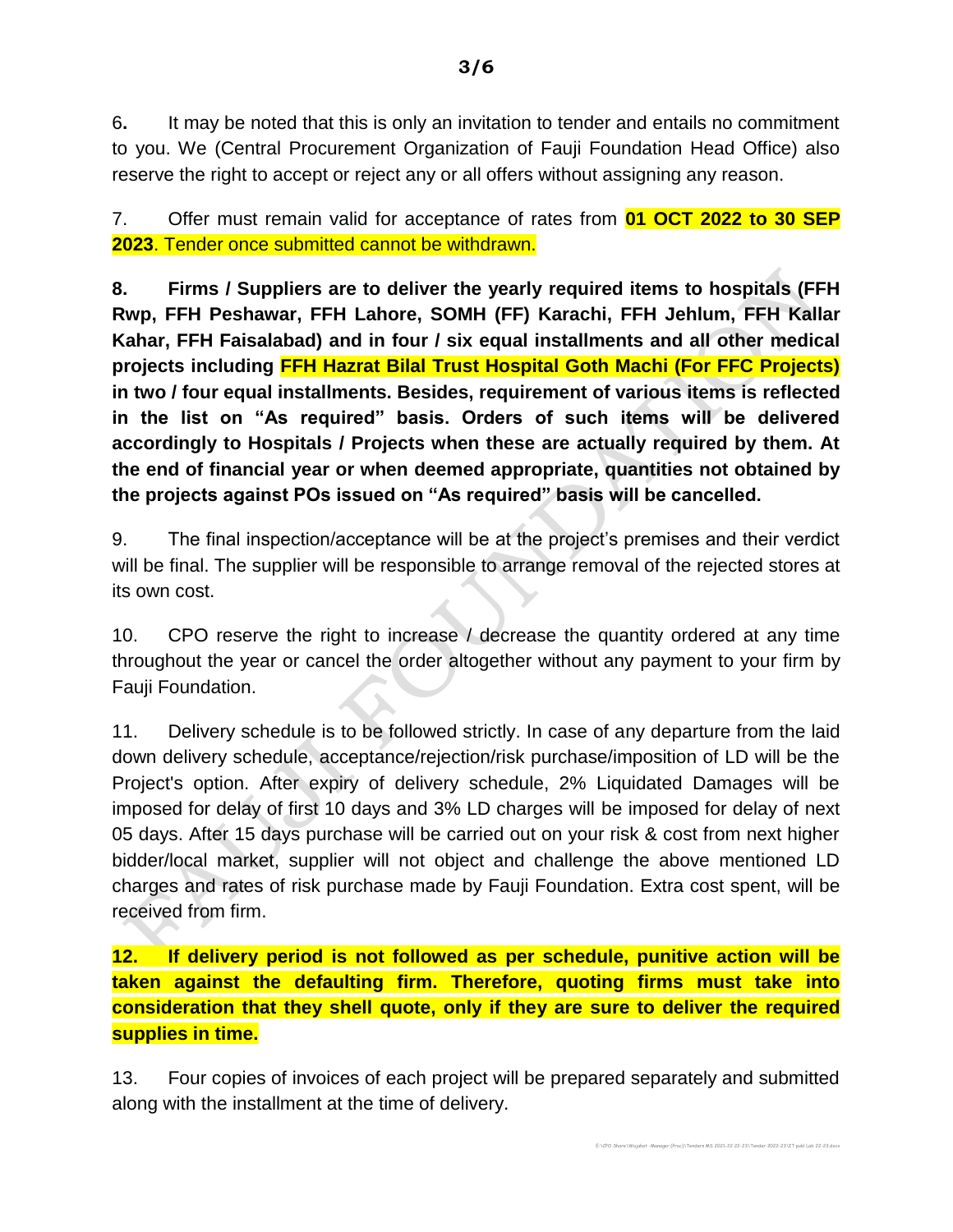6. It may be noted that this is only an invitation to tender and entails no commitment to you. We (Central Procurement Organization of Fauji Foundation Head Office) also reserve the right to accept or reject any or all offers without assigning any reason.

7. Offer must remain valid for acceptance of rates from **01 OCT 2022 to 30 SEP 2023**. Tender once submitted cannot be withdrawn.

**8. Firms / Suppliers are to deliver the yearly required items to hospitals (FFH Rwp, FFH Peshawar, FFH Lahore, SOMH (FF) Karachi, FFH Jehlum, FFH Kallar Kahar, FFH Faisalabad) and in four / six equal installments and all other medical projects including FFH Hazrat Bilal Trust Hospital Goth Machi (For FFC Projects) in two / four equal installments. Besides, requirement of various items is reflected in the list on "As required" basis. Orders of such items will be delivered accordingly to Hospitals / Projects when these are actually required by them. At the end of financial year or when deemed appropriate, quantities not obtained by the projects against POs issued on "As required" basis will be cancelled.**

9. The final inspection/acceptance will be at the project's premises and their verdict will be final. The supplier will be responsible to arrange removal of the rejected stores at its own cost.

10. CPO reserve the right to increase / decrease the quantity ordered at any time throughout the year or cancel the order altogether without any payment to your firm by Fauji Foundation.

11. Delivery schedule is to be followed strictly. In case of any departure from the laid down delivery schedule, acceptance/rejection/risk purchase/imposition of LD will be the Project's option. After expiry of delivery schedule, 2% Liquidated Damages will be imposed for delay of first 10 days and 3% LD charges will be imposed for delay of next 05 days. After 15 days purchase will be carried out on your risk & cost from next higher bidder/local market, supplier will not object and challenge the above mentioned LD charges and rates of risk purchase made by Fauji Foundation. Extra cost spent, will be received from firm.

**12. If delivery period is not followed as per schedule, punitive action will be taken against the defaulting firm. Therefore, quoting firms must take into consideration that they shell quote, only if they are sure to deliver the required supplies in time.**

13. Four copies of invoices of each project will be prepared separately and submitted along with the installment at the time of delivery.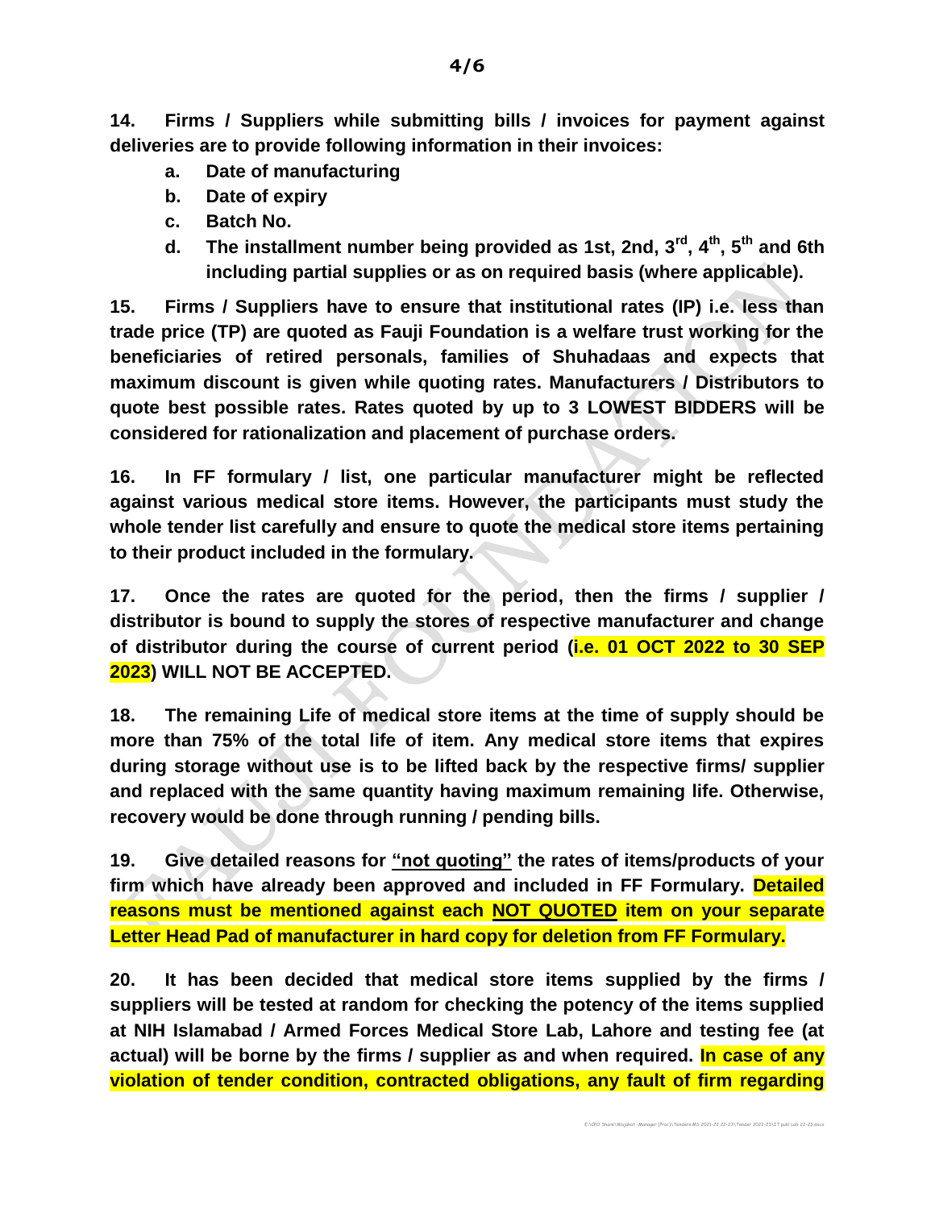**14. Firms / Suppliers while submitting bills / invoices for payment against deliveries are to provide following information in their invoices:**

- **a. Date of manufacturing**
- **b. Date of expiry**
- **c. Batch No.**
- **d. The installment number being provided as 1st, 2nd, 3rd, 4th, 5th and 6th including partial supplies or as on required basis (where applicable).**

**15. Firms / Suppliers have to ensure that institutional rates (IP) i.e. less than trade price (TP) are quoted as Fauji Foundation is a welfare trust working for the beneficiaries of retired personals, families of Shuhadaas and expects that maximum discount is given while quoting rates. Manufacturers / Distributors to quote best possible rates. Rates quoted by up to 3 LOWEST BIDDERS will be considered for rationalization and placement of purchase orders.**

**16. In FF formulary / list, one particular manufacturer might be reflected against various medical store items. However, the participants must study the whole tender list carefully and ensure to quote the medical store items pertaining to their product included in the formulary.**

**17. Once the rates are quoted for the period, then the firms / supplier / distributor is bound to supply the stores of respective manufacturer and change of distributor during the course of current period (i.e. 01 OCT 2022 to 30 SEP 2023) WILL NOT BE ACCEPTED.**

**18. The remaining Life of medical store items at the time of supply should be more than 75% of the total life of item. Any medical store items that expires during storage without use is to be lifted back by the respective firms/ supplier and replaced with the same quantity having maximum remaining life. Otherwise, recovery would be done through running / pending bills.**

**19. Give detailed reasons for "not quoting" the rates of items/products of your firm which have already been approved and included in FF Formulary. Detailed reasons must be mentioned against each NOT QUOTED item on your separate Letter Head Pad of manufacturer in hard copy for deletion from FF Formulary.**

**20. It has been decided that medical store items supplied by the firms / suppliers will be tested at random for checking the potency of the items supplied at NIH Islamabad / Armed Forces Medical Store Lab, Lahore and testing fee (at actual) will be borne by the firms / supplier as and when required. In case of any violation of tender condition, contracted obligations, any fault of firm regarding**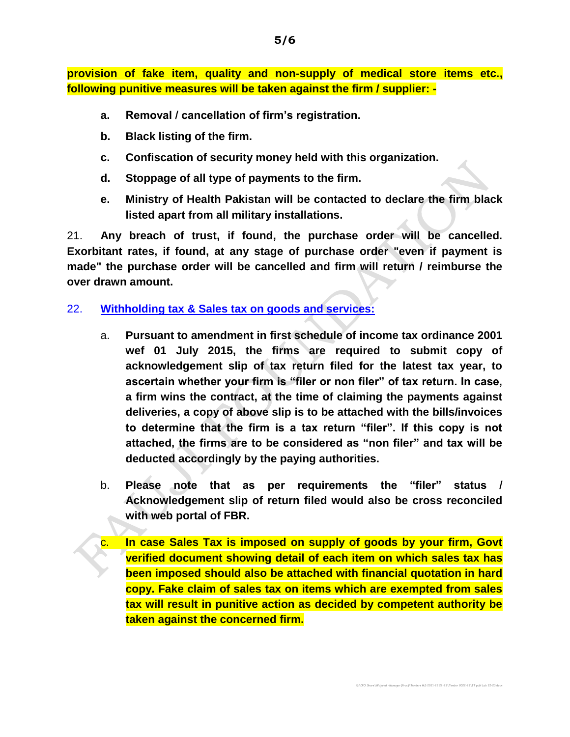**provision of fake item, quality and non-supply of medical store items etc., following punitive measures will be taken against the firm / supplier: -**

- a. **Removal / cancellation of firm's registration.**
- b. **Black listing of the firm.**
- c. **Confiscation of security money held with this organization.**
- d. **Stoppage of all type of payments to the firm.**
- e. **Ministry of Health Pakistan will be contacted to declare the firm black listed apart from all military installations.**

21. **Any breach of trust, if found, the purchase order will be cancelled. Exorbitant rates, if found, at any stage of purchase order "even if payment is made" the purchase order will be cancelled and firm will return / reimburse the over drawn amount.**

22. **Withholding tax & Sales tax on goods and services:**

- a. **Pursuant to amendment in first schedule of income tax ordinance 2001 wef 01 July 2015, the firms are required to submit copy of acknowledgement slip of tax return filed for the latest tax year, to ascertain whether your firm is "filer or non filer" of tax return. In case, a firm wins the contract, at the time of claiming the payments against deliveries, a copy of above slip is to be attached with the bills/invoices to determine that the firm is a tax return "filer". If this copy is not attached, the firms are to be considered as "non filer" and tax will be deducted accordingly by the paying authorities.**

- b. **Please note that as per requirements the "filer" status / Acknowledgement slip of return filed would also be cross reconciled with web portal of FBR.**

- c. **In case Sales Tax is imposed on supply of goods by your firm, Govt verified document showing detail of each item on which sales tax has been imposed should also be attached with financial quotation in hard copy. Fake claim of sales tax on items which are exempted from sales tax will result in punitive action as decided by competent authority be taken against the concerned firm.**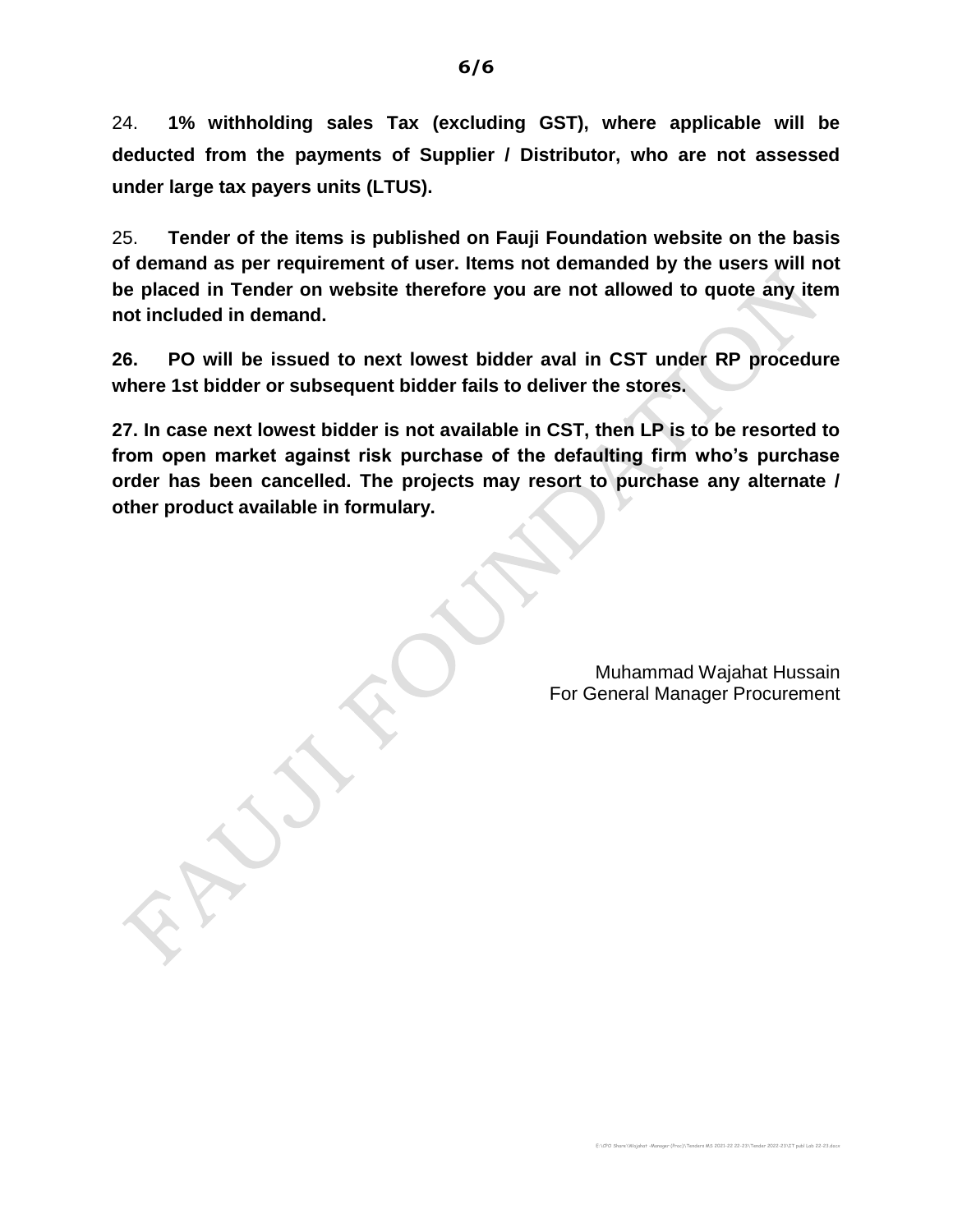24. **1% withholding sales Tax (excluding GST), where applicable will be deducted from the payments of Supplier / Distributor, who are not assessed under large tax payers units (LTUS).**

25. **Tender of the items is published on Fauji Foundation website on the basis of demand as per requirement of user. Items not demanded by the users will not be placed in Tender on website therefore you are not allowed to quote any item not included in demand.**

**26. PO will be issued to next lowest bidder aval in CST under RP procedure where 1st bidder or subsequent bidder fails to deliver the stores.**

**27. In case next lowest bidder is not available in CST, then LP is to be resorted to from open market against risk purchase of the defaulting firm who's purchase order has been cancelled. The projects may resort to purchase any alternate / other product available in formulary.**

Muhammad Wajahat Hussain
For General Manager Procurement